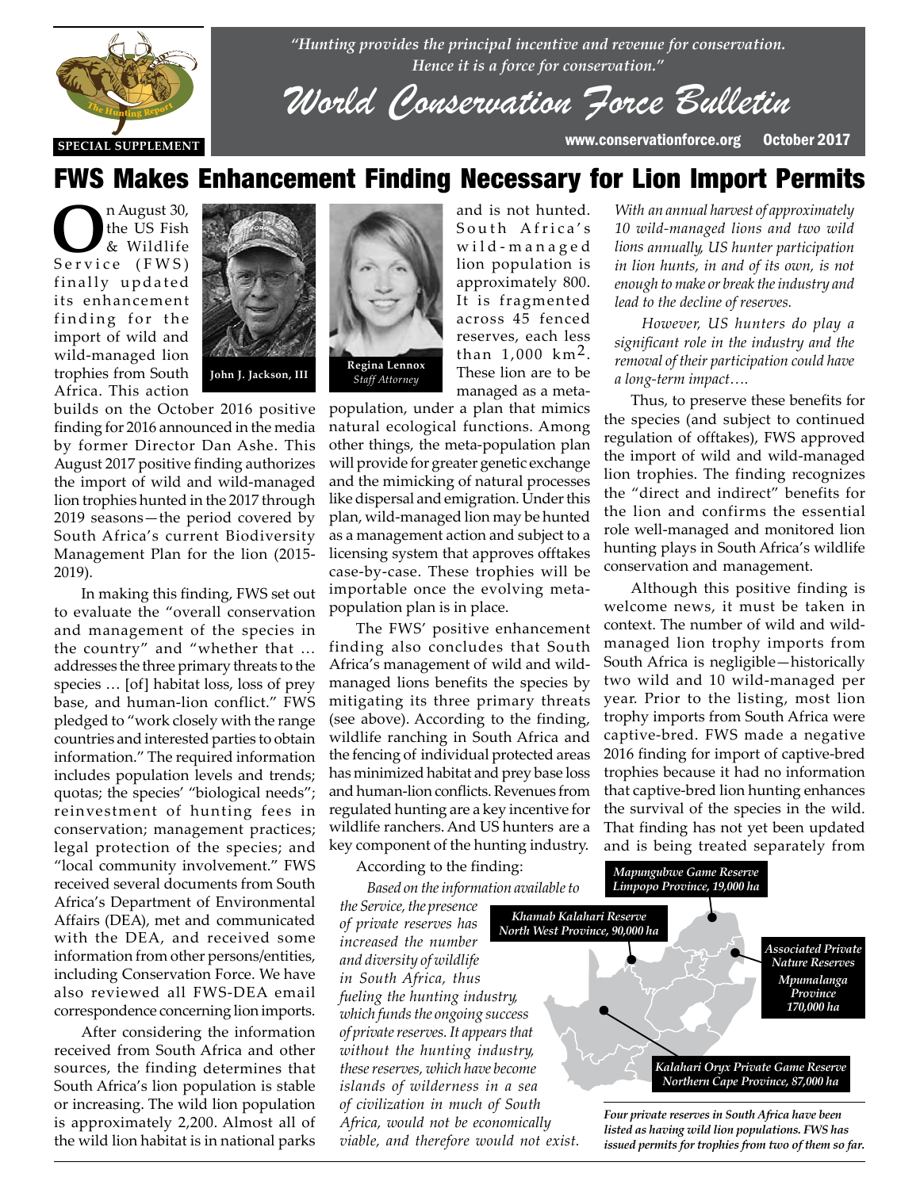*"Hunting provides the principal incentive and revenue for conservation. Hence it is a force for conservation."*

# World Conservation Force Bulletin

SPECIAL SUPPLEMENT

www.conservationforce.org October 2017

## FWS Makes Enhancement Finding Necessary for Lion Import Permits

John J. Jackson, III

Regina Lennox
*Staff Attorney*

On August 30, the US Fish & Wildlife Service (FWS) finally updated its enhancement finding for the import of wild and wild-managed lion trophies from South Africa. This action builds on the October 2016 positive finding for 2016 announced in the media by former Director Dan Ashe. This August 2017 positive finding authorizes the import of wild and wild-managed lion trophies hunted in the 2017 through 2019 seasons—the period covered by South Africa's current Biodiversity Management Plan for the lion (2015-2019).

In making this finding, FWS set out to evaluate the "overall conservation and management of the species in the country" and "whether that … addresses the three primary threats to the species … [of] habitat loss, loss of prey base, and human-lion conflict." FWS pledged to "work closely with the range countries and interested parties to obtain information." The required information includes population levels and trends; quotas; the species' "biological needs"; reinvestment of hunting fees in conservation; management practices; legal protection of the species; and "local community involvement." FWS received several documents from South Africa's Department of Environmental Affairs (DEA), met and communicated with the DEA, and received some information from other persons/entities, including Conservation Force. We have also reviewed all FWS-DEA email correspondence concerning lion imports.

After considering the information received from South Africa and other sources, the finding determines that South Africa's lion population is stable or increasing. The wild lion population is approximately 2,200. Almost all of the wild lion habitat is in national parks and is not hunted. South Africa's wild-managed lion population is approximately 800. It is fragmented across 45 fenced reserves, each less than 1,000 km$^2$. These lion are to be managed as a meta-population, under a plan that mimics natural ecological functions. Among other things, the meta-population plan will provide for greater genetic exchange and the mimicking of natural processes like dispersal and emigration. Under this plan, wild-managed lion may be hunted as a management action and subject to a licensing system that approves offtakes case-by-case. These trophies will be importable once the evolving meta-population plan is in place.

The FWS' positive enhancement finding also concludes that South Africa's management of wild and wild-managed lions benefits the species by mitigating its three primary threats (see above). According to the finding, wildlife ranching in South Africa and the fencing of individual protected areas has minimized habitat and prey base loss and human-lion conflicts. Revenues from regulated hunting are a key incentive for wildlife ranchers. And US hunters are a key component of the hunting industry.

According to the finding:

*Based on the information available to the Service, the presence of private reserves has increased the number and diversity of wildlife in South Africa, thus fueling the hunting industry, which funds the ongoing success of private reserves. It appears that without the hunting industry, these reserves, which have become islands of wilderness in a sea of civilization in much of South Africa, would not be economically viable, and therefore would not exist.*

*With an annual harvest of approximately 10 wild-managed lions and two wild lions annually, US hunter participation in lion hunts, in and of its own, is not enough to make or break the industry and lead to the decline of reserves.*

*However, US hunters do play a significant role in the industry and the removal of their participation could have a long-term impact….*

Thus, to preserve these benefits for the species (and subject to continued regulation of offtakes), FWS approved the import of wild and wild-managed lion trophies. The finding recognizes the "direct and indirect" benefits for the lion and confirms the essential role well-managed and monitored lion hunting plays in South Africa's wildlife conservation and management.

Although this positive finding is welcome news, it must be taken in context. The number of wild and wild-managed lion trophy imports from South Africa is negligible—historically two wild and 10 wild-managed per year. Prior to the listing, most lion trophy imports from South Africa were captive-bred. FWS made a negative 2016 finding for import of captive-bred trophies because it had no information that captive-bred lion hunting enhances the survival of the species in the wild. That finding has not yet been updated and is being treated separately from

Mapungubwe Game Reserve
Limpopo Province, 19,000 ha

Khamab Kalahari Reserve
North West Province, 90,000 ha

Associated Private Nature Reserves
Mpumalanga Province
170,000 ha

Kalahari Oryx Private Game Reserve
Northern Cape Province, 87,000 ha

*Four private reserves in South Africa have been listed as having wild lion populations. FWS has issued permits for trophies from two of them so far.*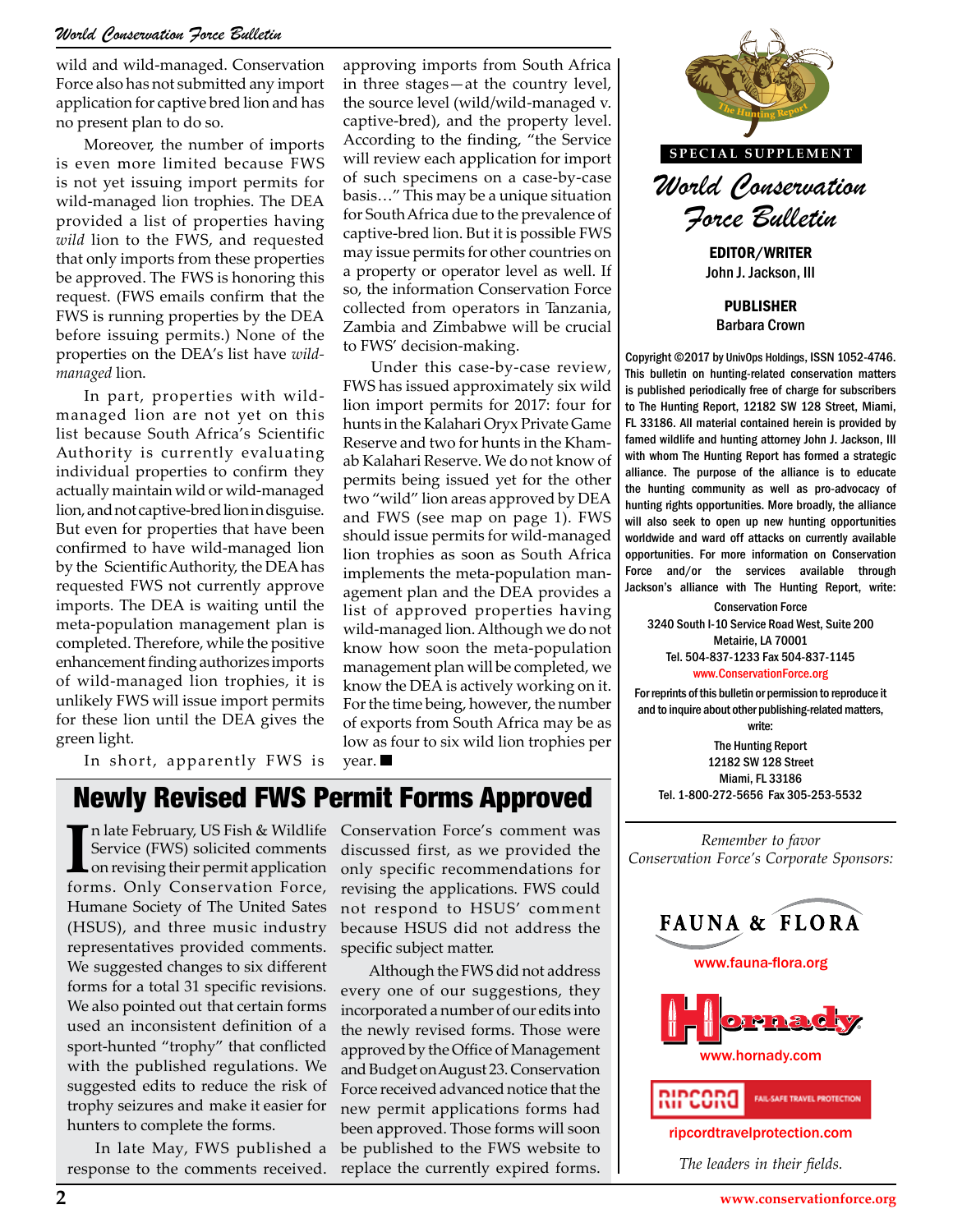wild and wild-managed. Conservation Force also has not submitted any import application for captive bred lion and has no present plan to do so.

Moreover, the number of imports is even more limited because FWS is not yet issuing import permits for wild-managed lion trophies. The DEA provided a list of properties having *wild* lion to the FWS, and requested that only imports from these properties be approved. The FWS is honoring this request. (FWS emails confirm that the FWS is running properties by the DEA before issuing permits.) None of the properties on the DEA's list have *wild-managed* lion.

In part, properties with wild-managed lion are not yet on this list because South Africa's Scientific Authority is currently evaluating individual properties to confirm they actually maintain wild or wild-managed lion, and not captive-bred lion in disguise. But even for properties that have been confirmed to have wild-managed lion by the Scientific Authority, the DEA has requested FWS not currently approve imports. The DEA is waiting until the meta-population management plan is completed. Therefore, while the positive enhancement finding authorizes imports of wild-managed lion trophies, it is unlikely FWS will issue import permits for these lion until the DEA gives the green light.

In short, apparently FWS is approving imports from South Africa in three stages—at the country level, the source level (wild/wild-managed v. captive-bred), and the property level. According to the finding, "the Service will review each application for import of such specimens on a case-by-case basis…" This may be a unique situation for South Africa due to the prevalence of captive-bred lion. But it is possible FWS may issue permits for other countries on a property or operator level as well. If so, the information Conservation Force collected from operators in Tanzania, Zambia and Zimbabwe will be crucial to FWS' decision-making.

Under this case-by-case review, FWS has issued approximately six wild lion import permits for 2017: four for hunts in the Kalahari Oryx Private Game Reserve and two for hunts in the Khamab Kalahari Reserve. We do not know of permits being issued yet for the other two "wild" lion areas approved by DEA and FWS (see map on page 1). FWS should issue permits for wild-managed lion trophies as soon as South Africa implements the meta-population management plan and the DEA provides a list of approved properties having wild-managed lion. Although we do not know how soon the meta-population management plan will be completed, we know the DEA is actively working on it. For the time being, however, the number of exports from South Africa may be as low as four to six wild lion trophies per year. ■

## Newly Revised FWS Permit Forms Approved

In late February, US Fish & Wildlife Service (FWS) solicited comments on revising their permit application forms. Only Conservation Force, Humane Society of The United Sates (HSUS), and three music industry representatives provided comments. We suggested changes to six different forms for a total 31 specific revisions. We also pointed out that certain forms used an inconsistent definition of a sport-hunted "trophy" that conflicted with the published regulations. We suggested edits to reduce the risk of trophy seizures and make it easier for hunters to complete the forms.

In late May, FWS published a response to the comments received. Conservation Force's comment was discussed first, as we provided the only specific recommendations for revising the applications. FWS could not respond to HSUS' comment because HSUS did not address the specific subject matter.

Although the FWS did not address every one of our suggestions, they incorporated a number of our edits into the newly revised forms. Those were approved by the Office of Management and Budget on August 23. Conservation Force received advanced notice that the new permit applications forms had been approved. Those forms will soon be published to the FWS website to replace the currently expired forms.

---

**SPECIAL SUPPLEMENT**

*World Conservation Force Bulletin*

**EDITOR/WRITER**
John J. Jackson, III

**PUBLISHER**
Barbara Crown

Copyright ©2017 by UnivOps Holdings, ISSN 1052-4746. This bulletin on hunting-related conservation matters is published periodically free of charge for subscribers to The Hunting Report, 12182 SW 128 Street, Miami, FL 33186. All material contained herein is provided by famed wildlife and hunting attorney John J. Jackson, III with whom The Hunting Report has formed a strategic alliance. The purpose of the alliance is to educate the hunting community as well as pro-advocacy of hunting rights opportunities. More broadly, the alliance will also seek to open up new hunting opportunities worldwide and ward off attacks on currently available opportunities. For more information on Conservation Force and/or the services available through Jackson's alliance with The Hunting Report, write:

Conservation Force
3240 South I-10 Service Road West, Suite 200
Metairie, LA 70001
Tel. 504-837-1233 Fax 504-837-1145
www.ConservationForce.org

For reprints of this bulletin or permission to reproduce it and to inquire about other publishing-related matters, write:

The Hunting Report
12182 SW 128 Street
Miami, FL 33186
Tel. 1-800-272-5656 Fax 305-253-5532

*Remember to favor Conservation Force's Corporate Sponsors:*

FAUNA & FLORA
www.fauna-flora.org

Hornady
www.hornady.com

RIPCORD FAIL-SAFE TRAVEL PROTECTION
ripcordtravelprotection.com

*The leaders in their fields.*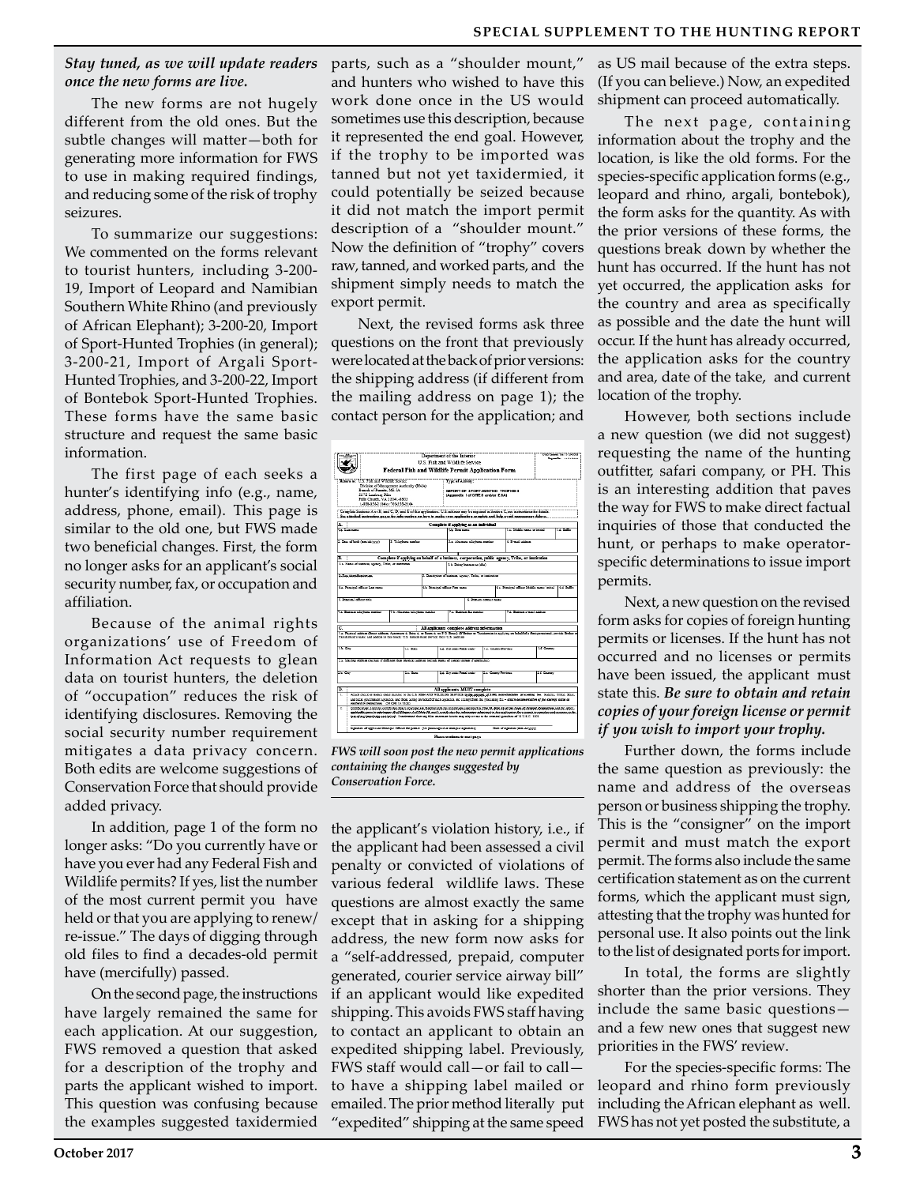*Stay tuned, as we will update readers once the new forms are live.*

The new forms are not hugely different from the old ones. But the subtle changes will matter—both for generating more information for FWS to use in making required findings, and reducing some of the risk of trophy seizures.

To summarize our suggestions: We commented on the forms relevant to tourist hunters, including 3-200-19, Import of Leopard and Namibian Southern White Rhino (and previously of African Elephant); 3-200-20, Import of Sport-Hunted Trophies (in general); 3-200-21, Import of Argali Sport-Hunted Trophies, and 3-200-22, Import of Bontebok Sport-Hunted Trophies. These forms have the same basic structure and request the same basic information.

The first page of each seeks a hunter's identifying info (e.g., name, address, phone, email). This page is similar to the old one, but FWS made two beneficial changes. First, the form no longer asks for an applicant's social security number, fax, or occupation and affiliation.

Because of the animal rights organizations' use of Freedom of Information Act requests to glean data on tourist hunters, the deletion of "occupation" reduces the risk of identifying disclosures. Removing the social security number requirement mitigates a data privacy concern. Both edits are welcome suggestions of Conservation Force that should provide added privacy.

In addition, page 1 of the form no longer asks: "Do you currently have or have you ever had any Federal Fish and Wildlife permits? If yes, list the number of the most current permit you have held or that you are applying to renew/re-issue." The days of digging through old files to find a decades-old permit have (mercifully) passed.

On the second page, the instructions have largely remained the same for each application. At our suggestion, FWS removed a question that asked for a description of the trophy and parts the applicant wished to import. This question was confusing because the examples suggested taxidermied parts, such as a "shoulder mount," and hunters who wished to have this work done once in the US would sometimes use this description, because it represented the end goal. However, if the trophy to be imported was tanned but not yet taxidermied, it could potentially be seized because it did not match the import permit description of a "shoulder mount." Now the definition of "trophy" covers raw, tanned, and worked parts, and the shipment simply needs to match the export permit.

Next, the revised forms ask three questions on the front that previously were located at the back of prior versions: the shipping address (if different from the mailing address on page 1); the contact person for the application; and the applicant's violation history, i.e., if the applicant had been assessed a civil penalty or convicted of violations of various federal wildlife laws. These questions are almost exactly the same except that in asking for a shipping address, the new form now asks for a "self-addressed, prepaid, computer generated, courier service airway bill" if an applicant would like expedited shipping. This avoids FWS staff having to contact an applicant to obtain an expedited shipping label. Previously, FWS staff would call—or fail to call—to have a shipping label mailed or emailed. The prior method literally put "expedited" shipping at the same speed as US mail because of the extra steps. (If you can believe.) Now, an expedited shipment can proceed automatically.

*FWS will soon post the new permit applications containing the changes suggested by Conservation Force.*

The next page, containing information about the trophy and the location, is like the old forms. For the species-specific application forms (e.g., leopard and rhino, argali, bontebok), the form asks for the quantity. As with the prior versions of these forms, the questions break down by whether the hunt has occurred. If the hunt has not yet occurred, the application asks for the country and area as specifically as possible and the date the hunt will occur. If the hunt has already occurred, the application asks for the country and area, date of the take, and current location of the trophy.

However, both sections include a new question (we did not suggest) requesting the name of the hunting outfitter, safari company, or PH. This is an interesting addition that paves the way for FWS to make direct factual inquiries of those that conducted the hunt, or perhaps to make operator-specific determinations to issue import permits.

Next, a new question on the revised form asks for copies of foreign hunting permits or licenses. If the hunt has not occurred and no licenses or permits have been issued, the applicant must state this. ***Be sure to obtain and retain copies of your foreign license or permit if you wish to import your trophy.***

Further down, the forms include the same question as previously: the name and address of the overseas person or business shipping the trophy. This is the "consigner" on the import permit and must match the export permit. The forms also include the same certification statement as on the current forms, which the applicant must sign, attesting that the trophy was hunted for personal use. It also points out the link to the list of designated ports for import.

In total, the forms are slightly shorter than the prior versions. They include the same basic questions—and a few new ones that suggest new priorities in the FWS' review.

For the species-specific forms: The leopard and rhino form previously including the African elephant as well. FWS has not yet posted the substitute, a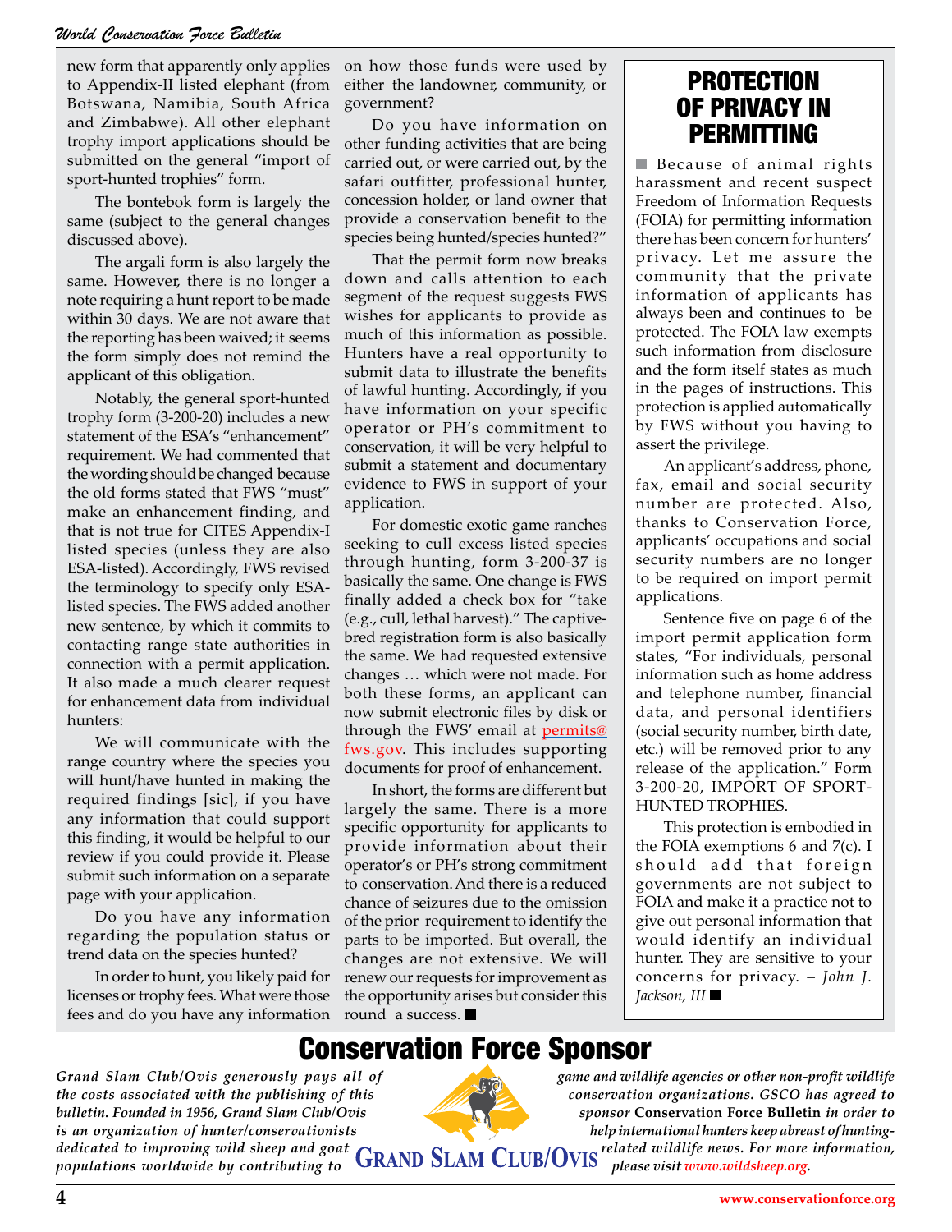new form that apparently only applies to Appendix-II listed elephant (from Botswana, Namibia, South Africa and Zimbabwe). All other elephant trophy import applications should be submitted on the general "import of sport-hunted trophies" form.

The bontebok form is largely the same (subject to the general changes discussed above).

The argali form is also largely the same. However, there is no longer a note requiring a hunt report to be made within 30 days. We are not aware that the reporting has been waived; it seems the form simply does not remind the applicant of this obligation.

Notably, the general sport-hunted trophy form (3-200-20) includes a new statement of the ESA's "enhancement" requirement. We had commented that the wording should be changed because the old forms stated that FWS "must" make an enhancement finding, and that is not true for CITES Appendix-I listed species (unless they are also ESA-listed). Accordingly, FWS revised the terminology to specify only ESA-listed species. The FWS added another new sentence, by which it commits to contacting range state authorities in connection with a permit application. It also made a much clearer request for enhancement data from individual hunters:

We will communicate with the range country where the species you will hunt/have hunted in making the required findings [sic], if you have any information that could support this finding, it would be helpful to our review if you could provide it. Please submit such information on a separate page with your application.

Do you have any information regarding the population status or trend data on the species hunted?

In order to hunt, you likely paid for licenses or trophy fees. What were those fees and do you have any information on how those funds were used by either the landowner, community, or government?

Do you have information on other funding activities that are being carried out, or were carried out, by the safari outfitter, professional hunter, concession holder, or land owner that provide a conservation benefit to the species being hunted/species hunted?"

That the permit form now breaks down and calls attention to each segment of the request suggests FWS wishes for applicants to provide as much of this information as possible. Hunters have a real opportunity to submit data to illustrate the benefits of lawful hunting. Accordingly, if you have information on your specific operator or PH's commitment to conservation, it will be very helpful to submit a statement and documentary evidence to FWS in support of your application.

For domestic exotic game ranches seeking to cull excess listed species through hunting, form 3-200-37 is basically the same. One change is FWS finally added a check box for "take (e.g., cull, lethal harvest)." The captive-bred registration form is also basically the same. We had requested extensive changes … which were not made. For both these forms, an applicant can now submit electronic files by disk or through the FWS' email at permits@fws.gov. This includes supporting documents for proof of enhancement.

In short, the forms are different but largely the same. There is a more specific opportunity for applicants to provide information about their operator's or PH's strong commitment to conservation. And there is a reduced chance of seizures due to the omission of the prior requirement to identify the parts to be imported. But overall, the changes are not extensive. We will renew our requests for improvement as the opportunity arises but consider this round a success. ■

## PROTECTION OF PRIVACY IN PERMITTING

Because of animal rights harassment and recent suspect Freedom of Information Requests (FOIA) for permitting information there has been concern for hunters' privacy. Let me assure the community that the private information of applicants has always been and continues to be protected. The FOIA law exempts such information from disclosure and the form itself states as much in the pages of instructions. This protection is applied automatically by FWS without you having to assert the privilege.

An applicant's address, phone, fax, email and social security number are protected. Also, thanks to Conservation Force, applicants' occupations and social security numbers are no longer to be required on import permit applications.

Sentence five on page 6 of the import permit application form states, "For individuals, personal information such as home address and telephone number, financial data, and personal identifiers (social security number, birth date, etc.) will be removed prior to any release of the application." Form 3-200-20, IMPORT OF SPORT-HUNTED TROPHIES.

This protection is embodied in the FOIA exemptions 6 and 7(c). I should add that foreign governments are not subject to FOIA and make it a practice not to give out personal information that would identify an individual hunter. They are sensitive to your concerns for privacy. – *John J. Jackson, III* ■

## Conservation Force Sponsor

*Grand Slam Club/Ovis generously pays all of the costs associated with the publishing of this bulletin. Founded in 1956, Grand Slam Club/Ovis is an organization of hunter/conservationists dedicated to improving wild sheep and goat populations worldwide by contributing to game and wildlife agencies or other non-profit wildlife conservation organizations. GSCO has agreed to sponsor* **Conservation Force Bulletin** *in order to help international hunters keep abreast of hunting-related wildlife news. For more information, please visit www.wildsheep.org.*

GRAND SLAM CLUB/OVIS